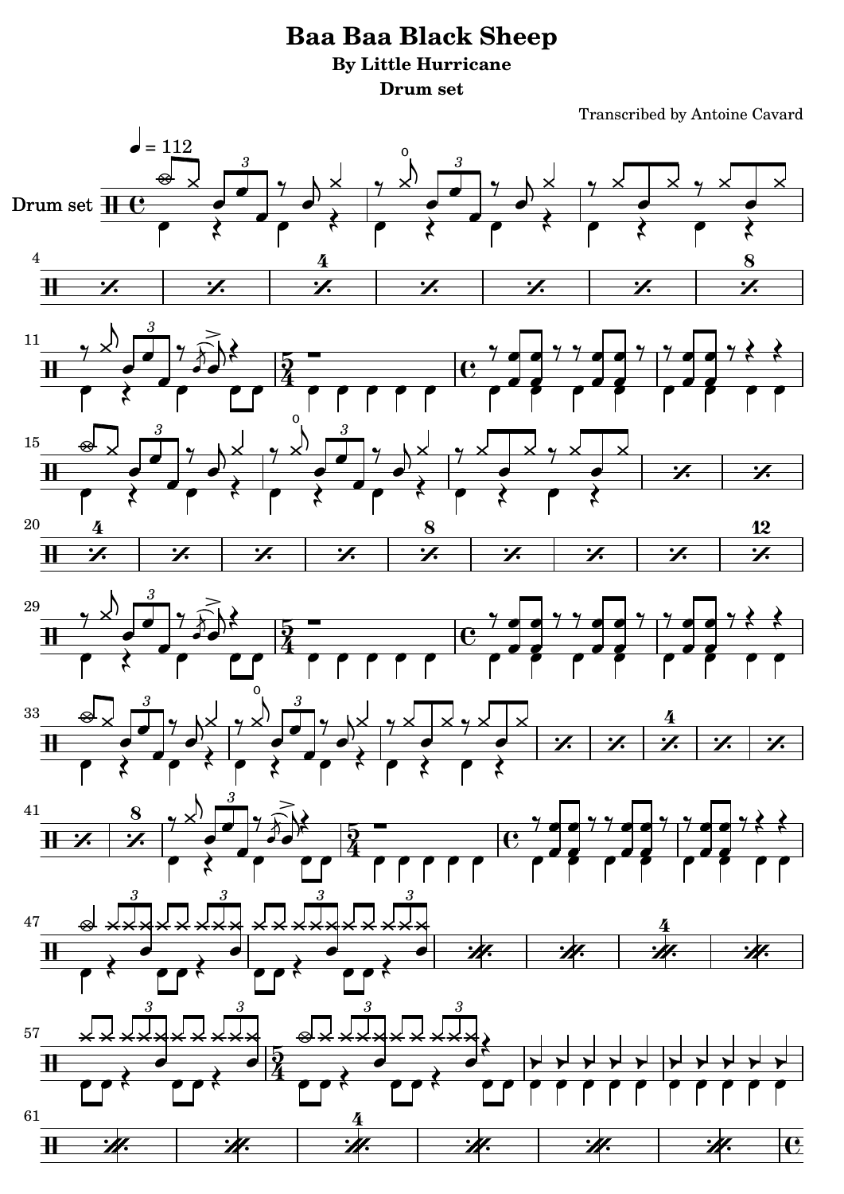# Baa Baa Black Sheep

### By Little Hurricane

### Drum set

Transcribed by Antoine Cavard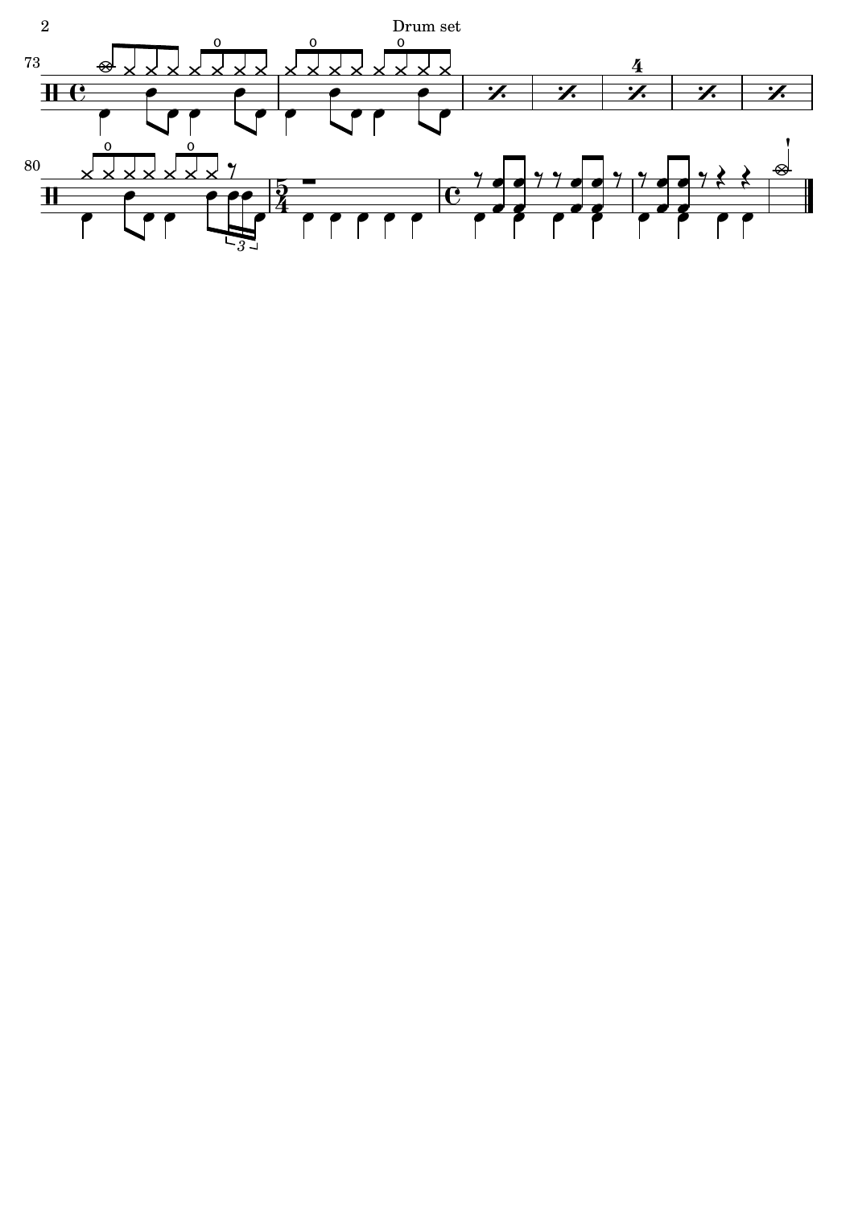Drum set